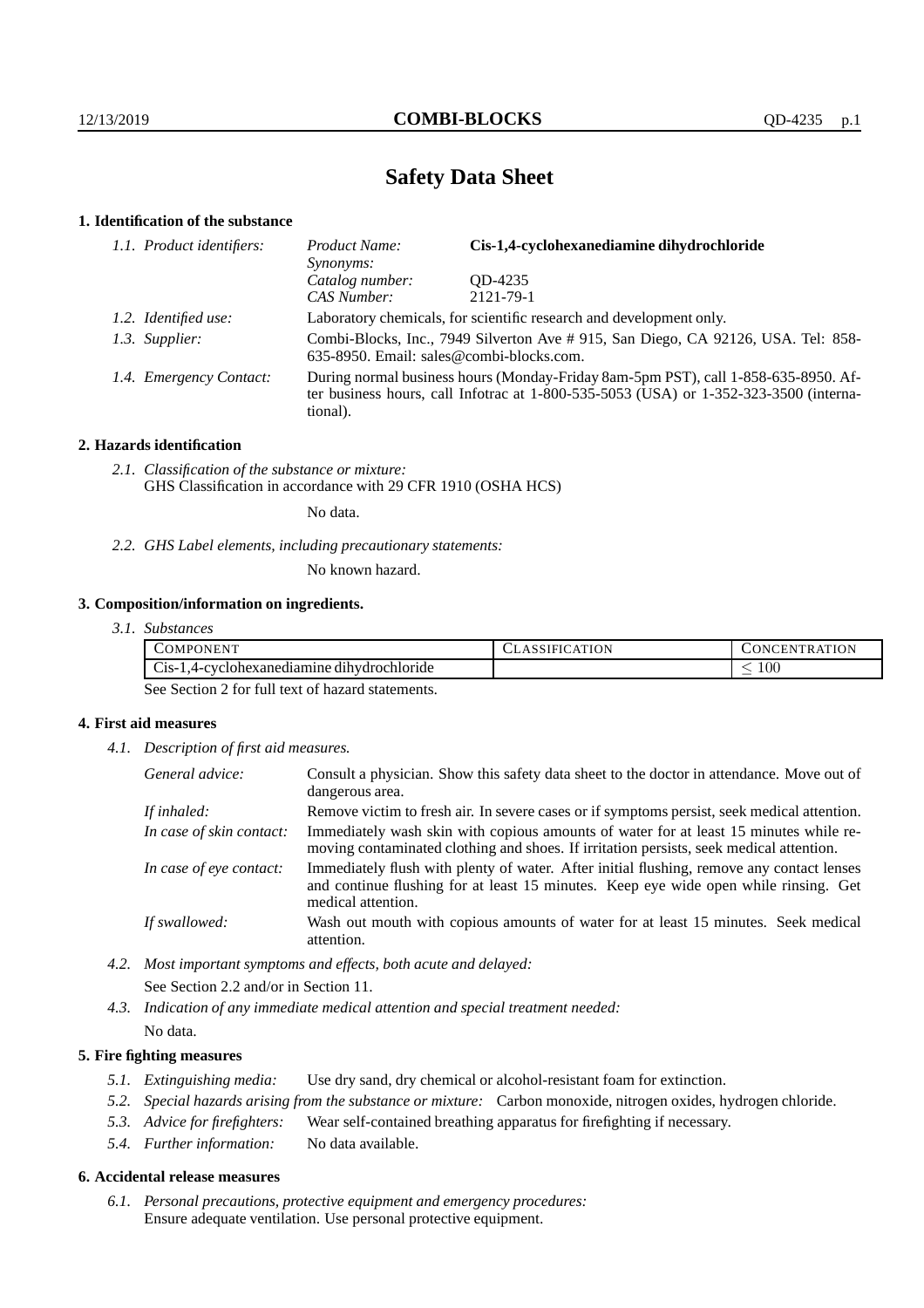# Safety Data Sheet

## 1. Identification of the substance

*1.1. Product identifiers:*

| | |
|---|---|
| *Product Name:* | **Cis-1,4-cyclohexanediamine dihydrochloride** |
| *Synonyms:* | |
| *Catalog number:* | QD-4235 |
| *CAS Number:* | 2121-79-1 |

*1.2. Identified use:* Laboratory chemicals, for scientific research and development only.

*1.3. Supplier:* Combi-Blocks, Inc., 7949 Silverton Ave # 915, San Diego, CA 92126, USA. Tel: 858-635-8950. Email: sales@combi-blocks.com.

*1.4. Emergency Contact:* During normal business hours (Monday-Friday 8am-5pm PST), call 1-858-635-8950. After business hours, call Infotrac at 1-800-535-5053 (USA) or 1-352-323-3500 (international).

## 2. Hazards identification

*2.1. Classification of the substance or mixture:*
GHS Classification in accordance with 29 CFR 1910 (OSHA HCS)

No data.

*2.2. GHS Label elements, including precautionary statements:*

No known hazard.

## 3. Composition/information on ingredients.

*3.1. Substances*

| COMPONENT | CLASSIFICATION | CONCENTRATION |
|---|---|---|
| Cis-1,4-cyclohexanediamine dihydrochloride | | $\leq 100$ |

See Section 2 for full text of hazard statements.

## 4. First aid measures

*4.1. Description of first aid measures.*

*General advice:* Consult a physician. Show this safety data sheet to the doctor in attendance. Move out of dangerous area.

*If inhaled:* Remove victim to fresh air. In severe cases or if symptoms persist, seek medical attention.

*In case of skin contact:* Immediately wash skin with copious amounts of water for at least 15 minutes while removing contaminated clothing and shoes. If irritation persists, seek medical attention.

*In case of eye contact:* Immediately flush with plenty of water. After initial flushing, remove any contact lenses and continue flushing for at least 15 minutes. Keep eye wide open while rinsing. Get medical attention.

*If swallowed:* Wash out mouth with copious amounts of water for at least 15 minutes. Seek medical attention.

*4.2. Most important symptoms and effects, both acute and delayed:*

See Section 2.2 and/or in Section 11.

*4.3. Indication of any immediate medical attention and special treatment needed:*

No data.

## 5. Fire fighting measures

*5.1. Extinguishing media:* Use dry sand, dry chemical or alcohol-resistant foam for extinction.

*5.2. Special hazards arising from the substance or mixture:* Carbon monoxide, nitrogen oxides, hydrogen chloride.

*5.3. Advice for firefighters:* Wear self-contained breathing apparatus for firefighting if necessary.

*5.4. Further information:* No data available.

## 6. Accidental release measures

*6.1. Personal precautions, protective equipment and emergency procedures:*
Ensure adequate ventilation. Use personal protective equipment.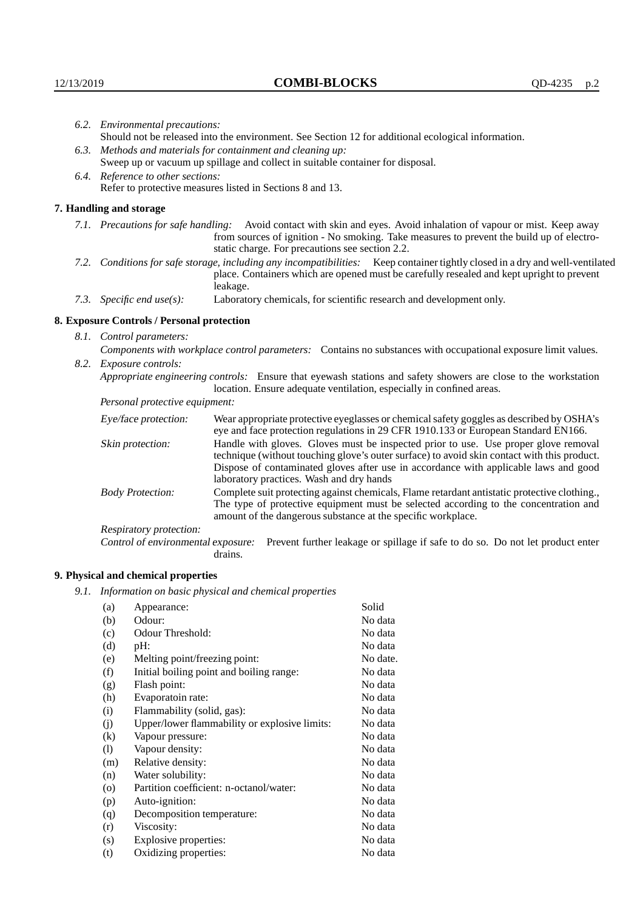*6.2. Environmental precautions:*
Should not be released into the environment. See Section 12 for additional ecological information.

*6.3. Methods and materials for containment and cleaning up:*
Sweep up or vacuum up spillage and collect in suitable container for disposal.

*6.4. Reference to other sections:*
Refer to protective measures listed in Sections 8 and 13.

## 7. Handling and storage

*7.1. Precautions for safe handling:* Avoid contact with skin and eyes. Avoid inhalation of vapour or mist. Keep away from sources of ignition - No smoking. Take measures to prevent the build up of electrostatic charge. For precautions see section 2.2.

*7.2. Conditions for safe storage, including any incompatibilities:* Keep container tightly closed in a dry and well-ventilated place. Containers which are opened must be carefully resealed and kept upright to prevent leakage.

*7.3. Specific end use(s):* Laboratory chemicals, for scientific research and development only.

## 8. Exposure Controls / Personal protection

*8.1. Control parameters:*
*Components with workplace control parameters:* Contains no substances with occupational exposure limit values.

*8.2. Exposure controls:*
*Appropriate engineering controls:* Ensure that eyewash stations and safety showers are close to the workstation location. Ensure adequate ventilation, especially in confined areas.

*Personal protective equipment:*

*Eye/face protection:* Wear appropriate protective eyeglasses or chemical safety goggles as described by OSHA's eye and face protection regulations in 29 CFR 1910.133 or European Standard EN166.

*Skin protection:* Handle with gloves. Gloves must be inspected prior to use. Use proper glove removal technique (without touching glove's outer surface) to avoid skin contact with this product. Dispose of contaminated gloves after use in accordance with applicable laws and good laboratory practices. Wash and dry hands

*Body Protection:* Complete suit protecting against chemicals, Flame retardant antistatic protective clothing., The type of protective equipment must be selected according to the concentration and amount of the dangerous substance at the specific workplace.

*Respiratory protection:*

*Control of environmental exposure:* Prevent further leakage or spillage if safe to do so. Do not let product enter drains.

## 9. Physical and chemical properties

*9.1. Information on basic physical and chemical properties*

| | | |
|---|---|---|
| (a) | Appearance: | Solid |
| (b) | Odour: | No data |
| (c) | Odour Threshold: | No data |
| (d) | pH: | No data |
| (e) | Melting point/freezing point: | No date. |
| (f) | Initial boiling point and boiling range: | No data |
| (g) | Flash point: | No data |
| (h) | Evaporatoin rate: | No data |
| (i) | Flammability (solid, gas): | No data |
| (j) | Upper/lower flammability or explosive limits: | No data |
| (k) | Vapour pressure: | No data |
| (l) | Vapour density: | No data |
| (m) | Relative density: | No data |
| (n) | Water solubility: | No data |
| (o) | Partition coefficient: n-octanol/water: | No data |
| (p) | Auto-ignition: | No data |
| (q) | Decomposition temperature: | No data |
| (r) | Viscosity: | No data |
| (s) | Explosive properties: | No data |
| (t) | Oxidizing properties: | No data |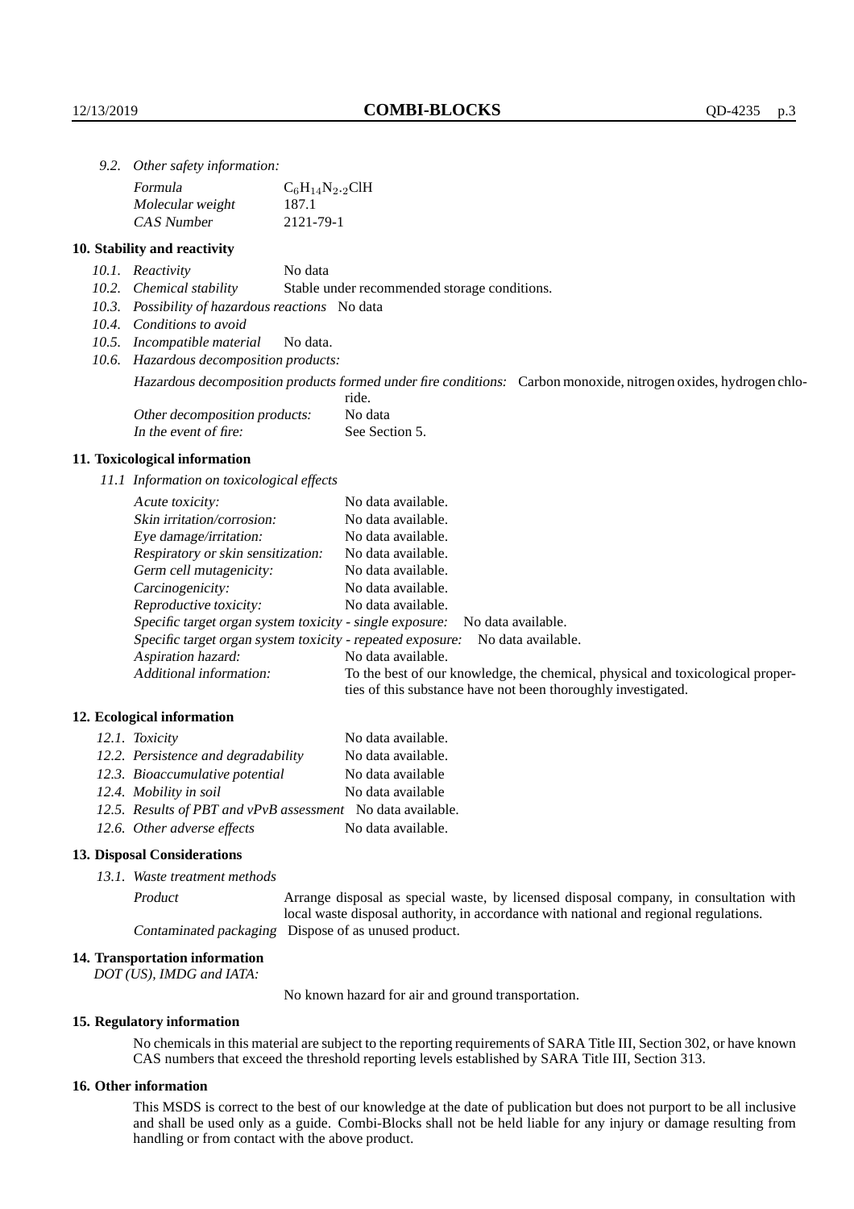*9.2. Other safety information:*

| | |
|---|---|
| *Formula* | $C_6H_{14}N_2.{}_2ClH$ |
| *Molecular weight* | 187.1 |
| *CAS Number* | 2121-79-1 |

## 10. Stability and reactivity

- *10.1. Reactivity* No data
- *10.2. Chemical stability* Stable under recommended storage conditions.
- *10.3. Possibility of hazardous reactions* No data
- *10.4. Conditions to avoid*
- *10.5. Incompatible material* No data.
- *10.6. Hazardous decomposition products:*

*Hazardous decomposition products formed under fire conditions:* Carbon monoxide, nitrogen oxides, hydrogen chloride.

| | |
|---|---|
| *Other decomposition products:* | No data |
| *In the event of fire:* | See Section 5. |

## 11. Toxicological information

*11.1 Information on toxicological effects*

| | |
|---|---|
| *Acute toxicity:* | No data available. |
| *Skin irritation/corrosion:* | No data available. |
| *Eye damage/irritation:* | No data available. |
| *Respiratory or skin sensitization:* | No data available. |
| *Germ cell mutagenicity:* | No data available. |
| *Carcinogenicity:* | No data available. |
| *Reproductive toxicity:* | No data available. |
| *Specific target organ system toxicity - single exposure:* | No data available. |
| *Specific target organ system toxicity - repeated exposure:* | No data available. |
| *Aspiration hazard:* | No data available. |
| *Additional information:* | To the best of our knowledge, the chemical, physical and toxicological properties of this substance have not been thoroughly investigated. |

## 12. Ecological information

| | |
|---|---|
| *12.1. Toxicity* | No data available. |
| *12.2. Persistence and degradability* | No data available. |
| *12.3. Bioaccumulative potential* | No data available |
| *12.4. Mobility in soil* | No data available |
| *12.5. Results of PBT and vPvB assessment* | No data available. |
| *12.6. Other adverse effects* | No data available. |

## 13. Disposal Considerations

*13.1. Waste treatment methods*

| | |
|---|---|
| *Product* | Arrange disposal as special waste, by licensed disposal company, in consultation with local waste disposal authority, in accordance with national and regional regulations. |
| *Contaminated packaging* | Dispose of as unused product. |

## 14. Transportation information

*DOT (US), IMDG and IATA:*

No known hazard for air and ground transportation.

## 15. Regulatory information

No chemicals in this material are subject to the reporting requirements of SARA Title III, Section 302, or have known CAS numbers that exceed the threshold reporting levels established by SARA Title III, Section 313.

## 16. Other information

This MSDS is correct to the best of our knowledge at the date of publication but does not purport to be all inclusive and shall be used only as a guide. Combi-Blocks shall not be held liable for any injury or damage resulting from handling or from contact with the above product.